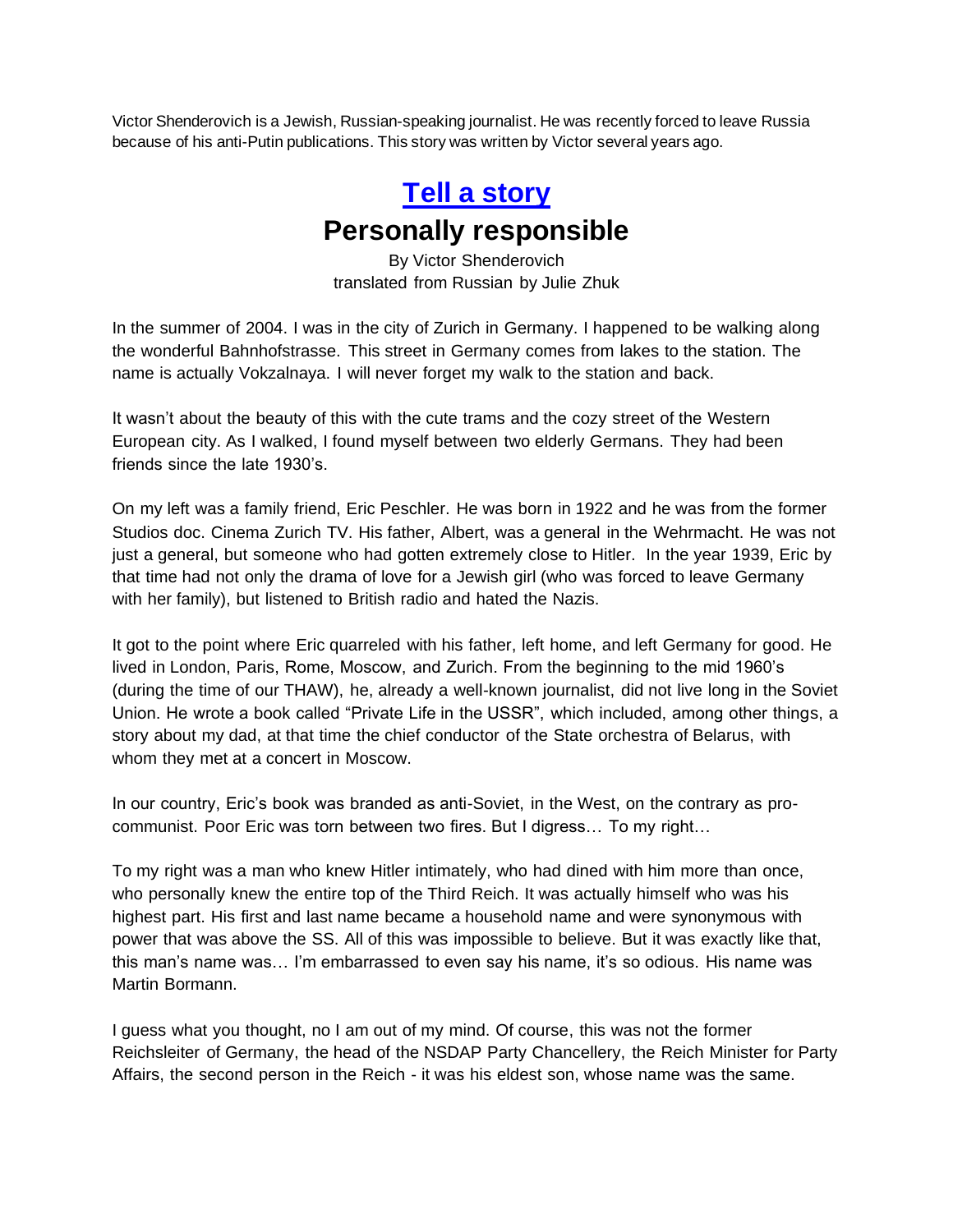Victor Shenderovich is a Jewish, Russian-speaking journalist. He was recently forced to leave Russia because of his anti-Putin publications. This story was written by Victor several years ago.

# [Tell a story]

# Personally responsible

By Victor Shenderovich
translated from Russian by Julie Zhuk

In the summer of 2004. I was in the city of Zurich in Germany. I happened to be walking along the wonderful Bahnhofstrasse. This street in Germany comes from lakes to the station. The name is actually Vokzalnaya. I will never forget my walk to the station and back.

It wasn't about the beauty of this with the cute trams and the cozy street of the Western European city. As I walked, I found myself between two elderly Germans. They had been friends since the late 1930's.

On my left was a family friend, Eric Peschler. He was born in 1922 and he was from the former Studios doc. Cinema Zurich TV. His father, Albert, was a general in the Wehrmacht. He was not just a general, but someone who had gotten extremely close to Hitler. In the year 1939, Eric by that time had not only the drama of love for a Jewish girl (who was forced to leave Germany with her family), but listened to British radio and hated the Nazis.

It got to the point where Eric quarreled with his father, left home, and left Germany for good. He lived in London, Paris, Rome, Moscow, and Zurich. From the beginning to the mid 1960's (during the time of our THAW), he, already a well-known journalist, did not live long in the Soviet Union. He wrote a book called "Private Life in the USSR", which included, among other things, a story about my dad, at that time the chief conductor of the State orchestra of Belarus, with whom they met at a concert in Moscow.

In our country, Eric's book was branded as anti-Soviet, in the West, on the contrary as pro-communist. Poor Eric was torn between two fires. But I digress… To my right…

To my right was a man who knew Hitler intimately, who had dined with him more than once, who personally knew the entire top of the Third Reich. It was actually himself who was his highest part. His first and last name became a household name and were synonymous with power that was above the SS. All of this was impossible to believe. But it was exactly like that, this man's name was… I'm embarrassed to even say his name, it's so odious. His name was Martin Bormann.

I guess what you thought, no I am out of my mind. Of course, this was not the former Reichsleiter of Germany, the head of the NSDAP Party Chancellery, the Reich Minister for Party Affairs, the second person in the Reich - it was his eldest son, whose name was the same.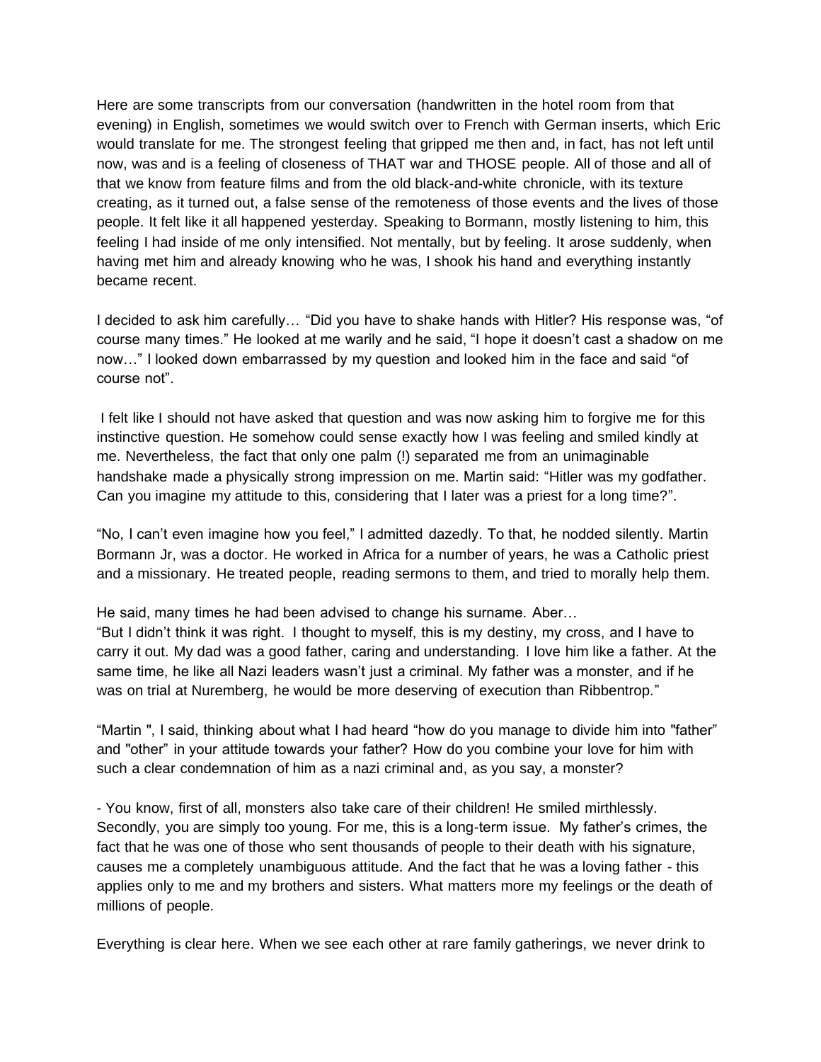Here are some transcripts from our conversation (handwritten in the hotel room from that evening) in English, sometimes we would switch over to French with German inserts, which Eric would translate for me. The strongest feeling that gripped me then and, in fact, has not left until now, was and is a feeling of closeness of THAT war and THOSE people. All of those and all of that we know from feature films and from the old black-and-white chronicle, with its texture creating, as it turned out, a false sense of the remoteness of those events and the lives of those people. It felt like it all happened yesterday. Speaking to Bormann, mostly listening to him, this feeling I had inside of me only intensified. Not mentally, but by feeling. It arose suddenly, when having met him and already knowing who he was, I shook his hand and everything instantly became recent.

I decided to ask him carefully… "Did you have to shake hands with Hitler? His response was, "of course many times." He looked at me warily and he said, "I hope it doesn't cast a shadow on me now…" I looked down embarrassed by my question and looked him in the face and said "of course not".

I felt like I should not have asked that question and was now asking him to forgive me for this instinctive question. He somehow could sense exactly how I was feeling and smiled kindly at me. Nevertheless, the fact that only one palm (!) separated me from an unimaginable handshake made a physically strong impression on me. Martin said: "Hitler was my godfather. Can you imagine my attitude to this, considering that I later was a priest for a long time?".

"No, I can't even imagine how you feel," I admitted dazedly. To that, he nodded silently. Martin Bormann Jr, was a doctor. He worked in Africa for a number of years, he was a Catholic priest and a missionary. He treated people, reading sermons to them, and tried to morally help them.

He said, many times he had been advised to change his surname. Aber…
"But I didn't think it was right. I thought to myself, this is my destiny, my cross, and I have to carry it out. My dad was a good father, caring and understanding. I love him like a father. At the same time, he like all Nazi leaders wasn't just a criminal. My father was a monster, and if he was on trial at Nuremberg, he would be more deserving of execution than Ribbentrop."

"Martin ", I said, thinking about what I had heard "how do you manage to divide him into "father" and "other" in your attitude towards your father? How do you combine your love for him with such a clear condemnation of him as a nazi criminal and, as you say, a monster?

- You know, first of all, monsters also take care of their children! He smiled mirthlessly. Secondly, you are simply too young. For me, this is a long-term issue. My father's crimes, the fact that he was one of those who sent thousands of people to their death with his signature, causes me a completely unambiguous attitude. And the fact that he was a loving father - this applies only to me and my brothers and sisters. What matters more my feelings or the death of millions of people.

Everything is clear here. When we see each other at rare family gatherings, we never drink to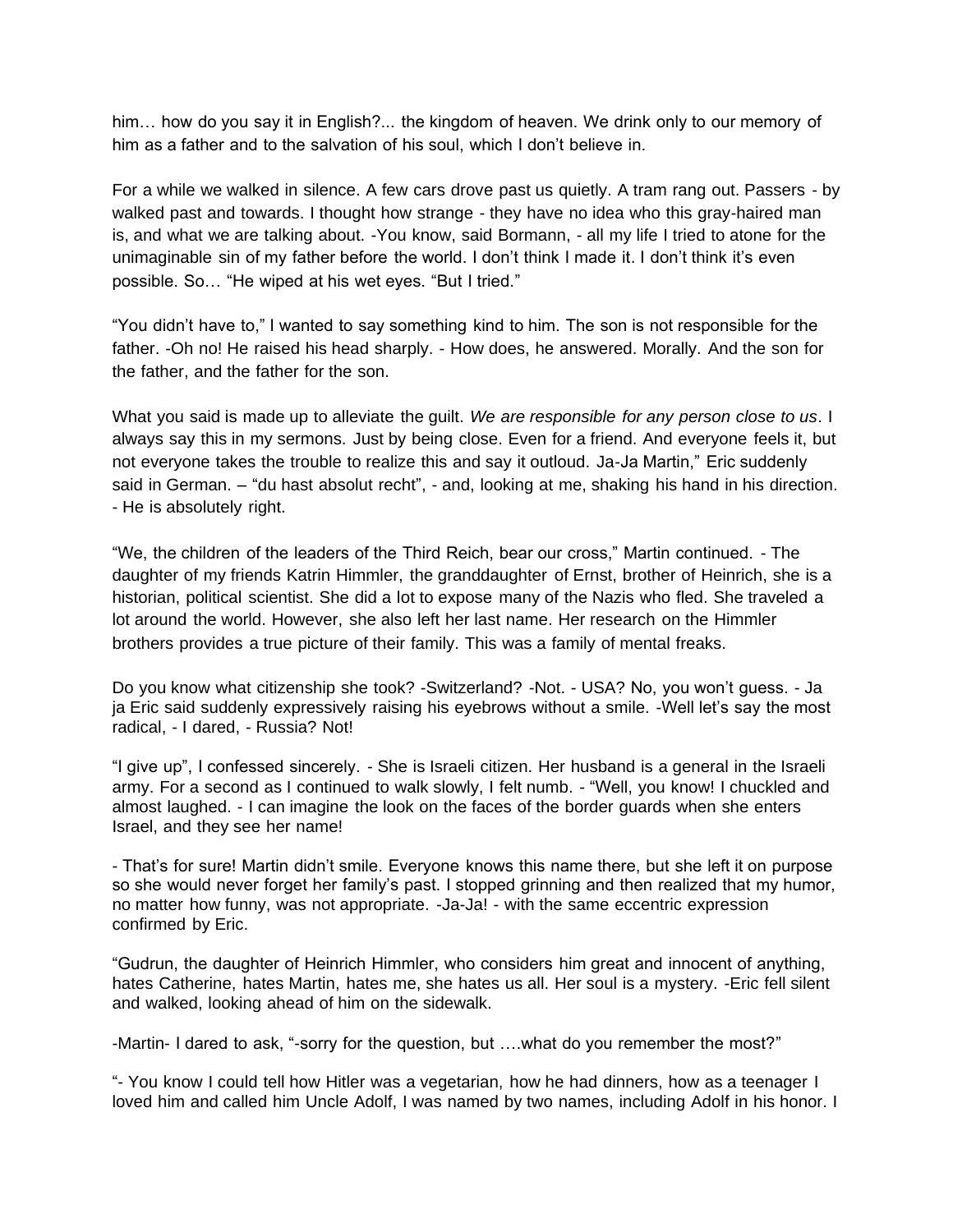him… how do you say it in English?... the kingdom of heaven. We drink only to our memory of him as a father and to the salvation of his soul, which I don't believe in.

For a while we walked in silence. A few cars drove past us quietly. A tram rang out. Passers - by walked past and towards. I thought how strange - they have no idea who this gray-haired man is, and what we are talking about. -You know, said Bormann, - all my life I tried to atone for the unimaginable sin of my father before the world. I don't think I made it. I don't think it's even possible. So… "He wiped at his wet eyes. "But I tried."

"You didn't have to," I wanted to say something kind to him. The son is not responsible for the father. -Oh no! He raised his head sharply. - How does, he answered. Morally. And the son for the father, and the father for the son.

What you said is made up to alleviate the guilt. *We are responsible for any person close to us*. I always say this in my sermons. Just by being close. Even for a friend. And everyone feels it, but not everyone takes the trouble to realize this and say it outloud. Ja-Ja Martin," Eric suddenly said in German. – "du hast absolut recht", - and, looking at me, shaking his hand in his direction. - He is absolutely right.

"We, the children of the leaders of the Third Reich, bear our cross," Martin continued. - The daughter of my friends Katrin Himmler, the granddaughter of Ernst, brother of Heinrich, she is a historian, political scientist. She did a lot to expose many of the Nazis who fled. She traveled a lot around the world. However, she also left her last name. Her research on the Himmler brothers provides a true picture of their family. This was a family of mental freaks.

Do you know what citizenship she took? -Switzerland? -Not. - USA? No, you won't guess. - Ja ja Eric said suddenly expressively raising his eyebrows without a smile. -Well let's say the most radical, - I dared, - Russia? Not!

"I give up", I confessed sincerely. - She is Israeli citizen. Her husband is a general in the Israeli army. For a second as I continued to walk slowly, I felt numb. - "Well, you know! I chuckled and almost laughed. - I can imagine the look on the faces of the border guards when she enters Israel, and they see her name!

- That's for sure! Martin didn't smile. Everyone knows this name there, but she left it on purpose so she would never forget her family's past. I stopped grinning and then realized that my humor, no matter how funny, was not appropriate. -Ja-Ja! - with the same eccentric expression confirmed by Eric.

"Gudrun, the daughter of Heinrich Himmler, who considers him great and innocent of anything, hates Catherine, hates Martin, hates me, she hates us all. Her soul is a mystery. -Eric fell silent and walked, looking ahead of him on the sidewalk.

-Martin- I dared to ask, "-sorry for the question, but ….what do you remember the most?"

"- You know I could tell how Hitler was a vegetarian, how he had dinners, how as a teenager I loved him and called him Uncle Adolf, I was named by two names, including Adolf in his honor. I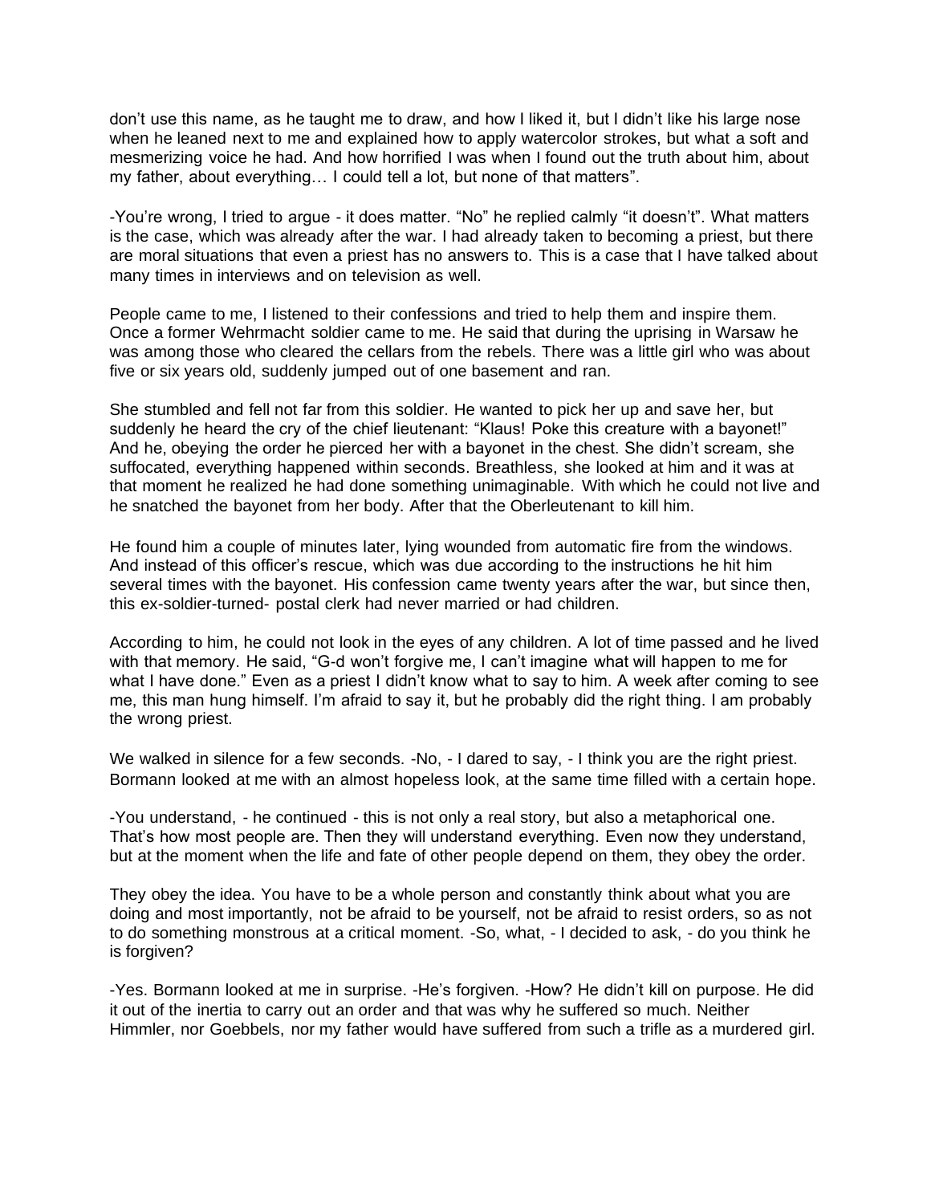don't use this name, as he taught me to draw, and how I liked it, but I didn't like his large nose when he leaned next to me and explained how to apply watercolor strokes, but what a soft and mesmerizing voice he had. And how horrified I was when I found out the truth about him, about my father, about everything… I could tell a lot, but none of that matters".

-You're wrong, I tried to argue - it does matter. "No" he replied calmly "it doesn't". What matters is the case, which was already after the war. I had already taken to becoming a priest, but there are moral situations that even a priest has no answers to. This is a case that I have talked about many times in interviews and on television as well.

People came to me, I listened to their confessions and tried to help them and inspire them. Once a former Wehrmacht soldier came to me. He said that during the uprising in Warsaw he was among those who cleared the cellars from the rebels. There was a little girl who was about five or six years old, suddenly jumped out of one basement and ran.

She stumbled and fell not far from this soldier. He wanted to pick her up and save her, but suddenly he heard the cry of the chief lieutenant: "Klaus! Poke this creature with a bayonet!" And he, obeying the order he pierced her with a bayonet in the chest. She didn't scream, she suffocated, everything happened within seconds. Breathless, she looked at him and it was at that moment he realized he had done something unimaginable. With which he could not live and he snatched the bayonet from her body. After that the Oberleutenant to kill him.

He found him a couple of minutes later, lying wounded from automatic fire from the windows. And instead of this officer's rescue, which was due according to the instructions he hit him several times with the bayonet. His confession came twenty years after the war, but since then, this ex-soldier-turned- postal clerk had never married or had children.

According to him, he could not look in the eyes of any children. A lot of time passed and he lived with that memory. He said, "G-d won't forgive me, I can't imagine what will happen to me for what I have done." Even as a priest I didn't know what to say to him. A week after coming to see me, this man hung himself. I'm afraid to say it, but he probably did the right thing. I am probably the wrong priest.

We walked in silence for a few seconds. -No, - I dared to say, - I think you are the right priest. Bormann looked at me with an almost hopeless look, at the same time filled with a certain hope.

-You understand, - he continued - this is not only a real story, but also a metaphorical one. That's how most people are. Then they will understand everything. Even now they understand, but at the moment when the life and fate of other people depend on them, they obey the order.

They obey the idea. You have to be a whole person and constantly think about what you are doing and most importantly, not be afraid to be yourself, not be afraid to resist orders, so as not to do something monstrous at a critical moment. -So, what, - I decided to ask, - do you think he is forgiven?

-Yes. Bormann looked at me in surprise. -He's forgiven. -How? He didn't kill on purpose. He did it out of the inertia to carry out an order and that was why he suffered so much. Neither Himmler, nor Goebbels, nor my father would have suffered from such a trifle as a murdered girl.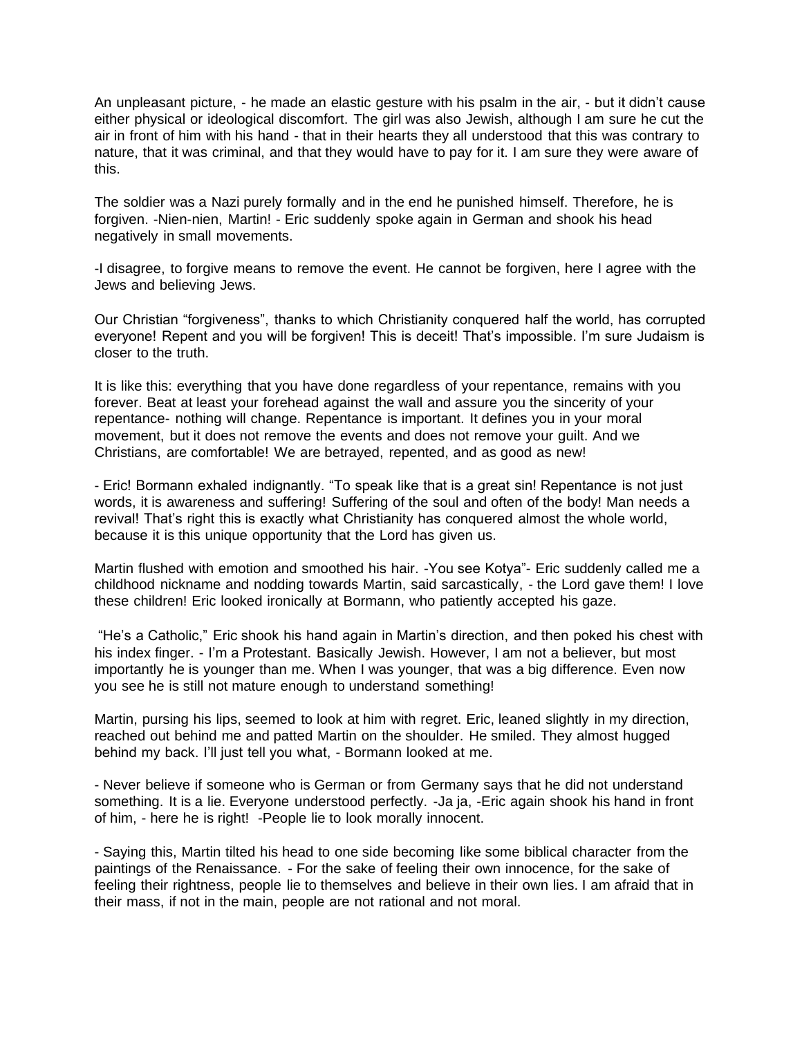An unpleasant picture, - he made an elastic gesture with his psalm in the air, - but it didn't cause either physical or ideological discomfort. The girl was also Jewish, although I am sure he cut the air in front of him with his hand - that in their hearts they all understood that this was contrary to nature, that it was criminal, and that they would have to pay for it. I am sure they were aware of this.

The soldier was a Nazi purely formally and in the end he punished himself. Therefore, he is forgiven. -Nien-nien, Martin! - Eric suddenly spoke again in German and shook his head negatively in small movements.

-I disagree, to forgive means to remove the event. He cannot be forgiven, here I agree with the Jews and believing Jews.

Our Christian "forgiveness", thanks to which Christianity conquered half the world, has corrupted everyone! Repent and you will be forgiven! This is deceit! That's impossible. I'm sure Judaism is closer to the truth.

It is like this: everything that you have done regardless of your repentance, remains with you forever. Beat at least your forehead against the wall and assure you the sincerity of your repentance- nothing will change. Repentance is important. It defines you in your moral movement, but it does not remove the events and does not remove your guilt. And we Christians, are comfortable! We are betrayed, repented, and as good as new!

- Eric! Bormann exhaled indignantly. "To speak like that is a great sin! Repentance is not just words, it is awareness and suffering! Suffering of the soul and often of the body! Man needs a revival! That's right this is exactly what Christianity has conquered almost the whole world, because it is this unique opportunity that the Lord has given us.

Martin flushed with emotion and smoothed his hair. -You see Kotya"- Eric suddenly called me a childhood nickname and nodding towards Martin, said sarcastically, - the Lord gave them! I love these children! Eric looked ironically at Bormann, who patiently accepted his gaze.

"He's a Catholic," Eric shook his hand again in Martin's direction, and then poked his chest with his index finger. - I'm a Protestant. Basically Jewish. However, I am not a believer, but most importantly he is younger than me. When I was younger, that was a big difference. Even now you see he is still not mature enough to understand something!

Martin, pursing his lips, seemed to look at him with regret. Eric, leaned slightly in my direction, reached out behind me and patted Martin on the shoulder. He smiled. They almost hugged behind my back. I'll just tell you what, - Bormann looked at me.

- Never believe if someone who is German or from Germany says that he did not understand something. It is a lie. Everyone understood perfectly. -Ja ja, -Eric again shook his hand in front of him, - here he is right! -People lie to look morally innocent.

- Saying this, Martin tilted his head to one side becoming like some biblical character from the paintings of the Renaissance. - For the sake of feeling their own innocence, for the sake of feeling their rightness, people lie to themselves and believe in their own lies. I am afraid that in their mass, if not in the main, people are not rational and not moral.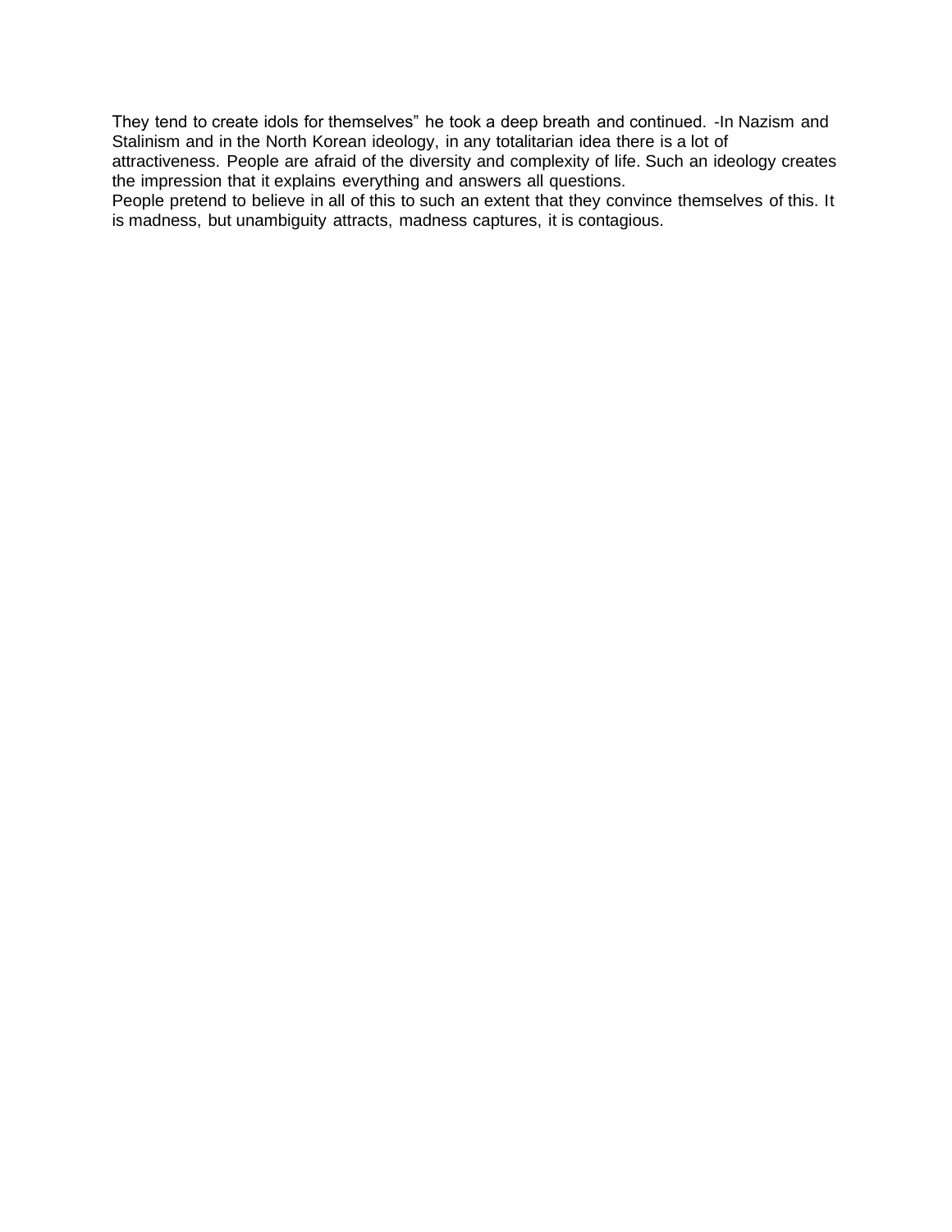They tend to create idols for themselves" he took a deep breath and continued. -In Nazism and Stalinism and in the North Korean ideology, in any totalitarian idea there is a lot of attractiveness. People are afraid of the diversity and complexity of life. Such an ideology creates the impression that it explains everything and answers all questions.

People pretend to believe in all of this to such an extent that they convince themselves of this. It is madness, but unambiguity attracts, madness captures, it is contagious.